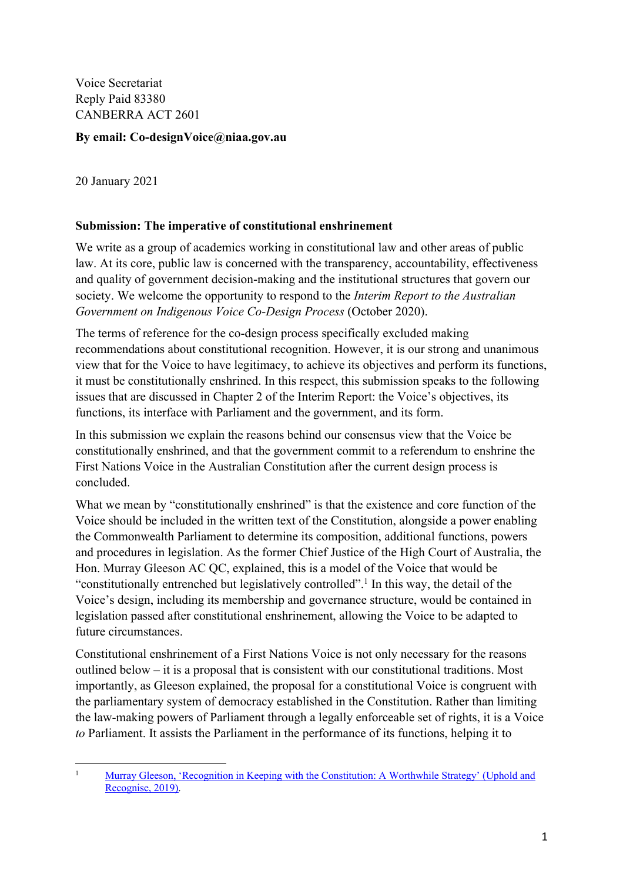Voice Secretariat
Reply Paid 83380
CANBERRA ACT 2601

**By email: Co-designVoice@niaa.gov.au**

20 January 2021

**Submission: The imperative of constitutional enshrinement**

We write as a group of academics working in constitutional law and other areas of public law. At its core, public law is concerned with the transparency, accountability, effectiveness and quality of government decision-making and the institutional structures that govern our society. We welcome the opportunity to respond to the *Interim Report to the Australian Government on Indigenous Voice Co-Design Process* (October 2020).

The terms of reference for the co-design process specifically excluded making recommendations about constitutional recognition. However, it is our strong and unanimous view that for the Voice to have legitimacy, to achieve its objectives and perform its functions, it must be constitutionally enshrined. In this respect, this submission speaks to the following issues that are discussed in Chapter 2 of the Interim Report: the Voice's objectives, its functions, its interface with Parliament and the government, and its form.

In this submission we explain the reasons behind our consensus view that the Voice be constitutionally enshrined, and that the government commit to a referendum to enshrine the First Nations Voice in the Australian Constitution after the current design process is concluded.

What we mean by "constitutionally enshrined" is that the existence and core function of the Voice should be included in the written text of the Constitution, alongside a power enabling the Commonwealth Parliament to determine its composition, additional functions, powers and procedures in legislation. As the former Chief Justice of the High Court of Australia, the Hon. Murray Gleeson AC QC, explained, this is a model of the Voice that would be "constitutionally entrenched but legislatively controlled".[1] In this way, the detail of the Voice's design, including its membership and governance structure, would be contained in legislation passed after constitutional enshrinement, allowing the Voice to be adapted to future circumstances.

Constitutional enshrinement of a First Nations Voice is not only necessary for the reasons outlined below – it is a proposal that is consistent with our constitutional traditions. Most importantly, as Gleeson explained, the proposal for a constitutional Voice is congruent with the parliamentary system of democracy established in the Constitution. Rather than limiting the law-making powers of Parliament through a legally enforceable set of rights, it is a Voice *to* Parliament. It assists the Parliament in the performance of its functions, helping it to

---

[1] Murray Gleeson, 'Recognition in Keeping with the Constitution: A Worthwhile Strategy' (Uphold and Recognise, 2019).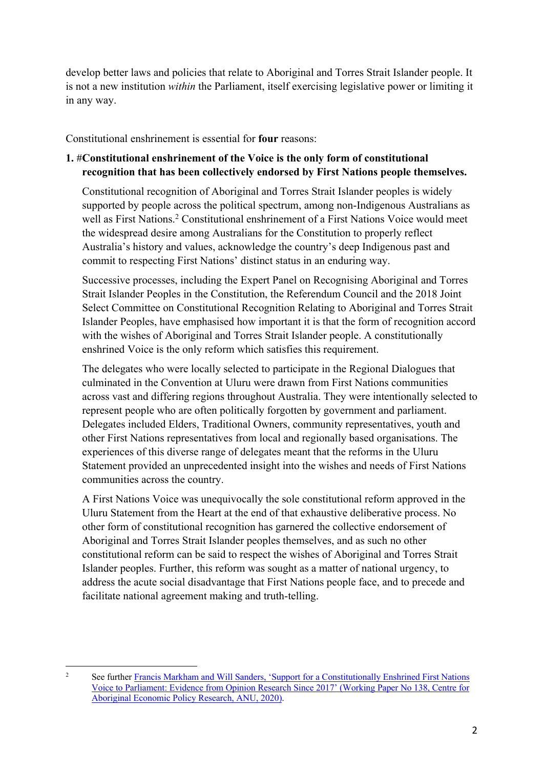develop better laws and policies that relate to Aboriginal and Torres Strait Islander people. It is not a new institution *within* the Parliament, itself exercising legislative power or limiting it in any way.

Constitutional enshrinement is essential for **four** reasons:

1. **#Constitutional enshrinement of the Voice is the only form of constitutional recognition that has been collectively endorsed by First Nations people themselves.**

   Constitutional recognition of Aboriginal and Torres Strait Islander peoples is widely supported by people across the political spectrum, among non-Indigenous Australians as well as First Nations.[2] Constitutional enshrinement of a First Nations Voice would meet the widespread desire among Australians for the Constitution to properly reflect Australia's history and values, acknowledge the country's deep Indigenous past and commit to respecting First Nations' distinct status in an enduring way.

   Successive processes, including the Expert Panel on Recognising Aboriginal and Torres Strait Islander Peoples in the Constitution, the Referendum Council and the 2018 Joint Select Committee on Constitutional Recognition Relating to Aboriginal and Torres Strait Islander Peoples, have emphasised how important it is that the form of recognition accord with the wishes of Aboriginal and Torres Strait Islander people. A constitutionally enshrined Voice is the only reform which satisfies this requirement.

   The delegates who were locally selected to participate in the Regional Dialogues that culminated in the Convention at Uluru were drawn from First Nations communities across vast and differing regions throughout Australia. They were intentionally selected to represent people who are often politically forgotten by government and parliament. Delegates included Elders, Traditional Owners, community representatives, youth and other First Nations representatives from local and regionally based organisations. The experiences of this diverse range of delegates meant that the reforms in the Uluru Statement provided an unprecedented insight into the wishes and needs of First Nations communities across the country.

   A First Nations Voice was unequivocally the sole constitutional reform approved in the Uluru Statement from the Heart at the end of that exhaustive deliberative process. No other form of constitutional recognition has garnered the collective endorsement of Aboriginal and Torres Strait Islander peoples themselves, and as such no other constitutional reform can be said to respect the wishes of Aboriginal and Torres Strait Islander peoples. Further, this reform was sought as a matter of national urgency, to address the acute social disadvantage that First Nations people face, and to precede and facilitate national agreement making and truth-telling.

---

[2] See further Francis Markham and Will Sanders, 'Support for a Constitutionally Enshrined First Nations Voice to Parliament: Evidence from Opinion Research Since 2017' (Working Paper No 138, Centre for Aboriginal Economic Policy Research, ANU, 2020).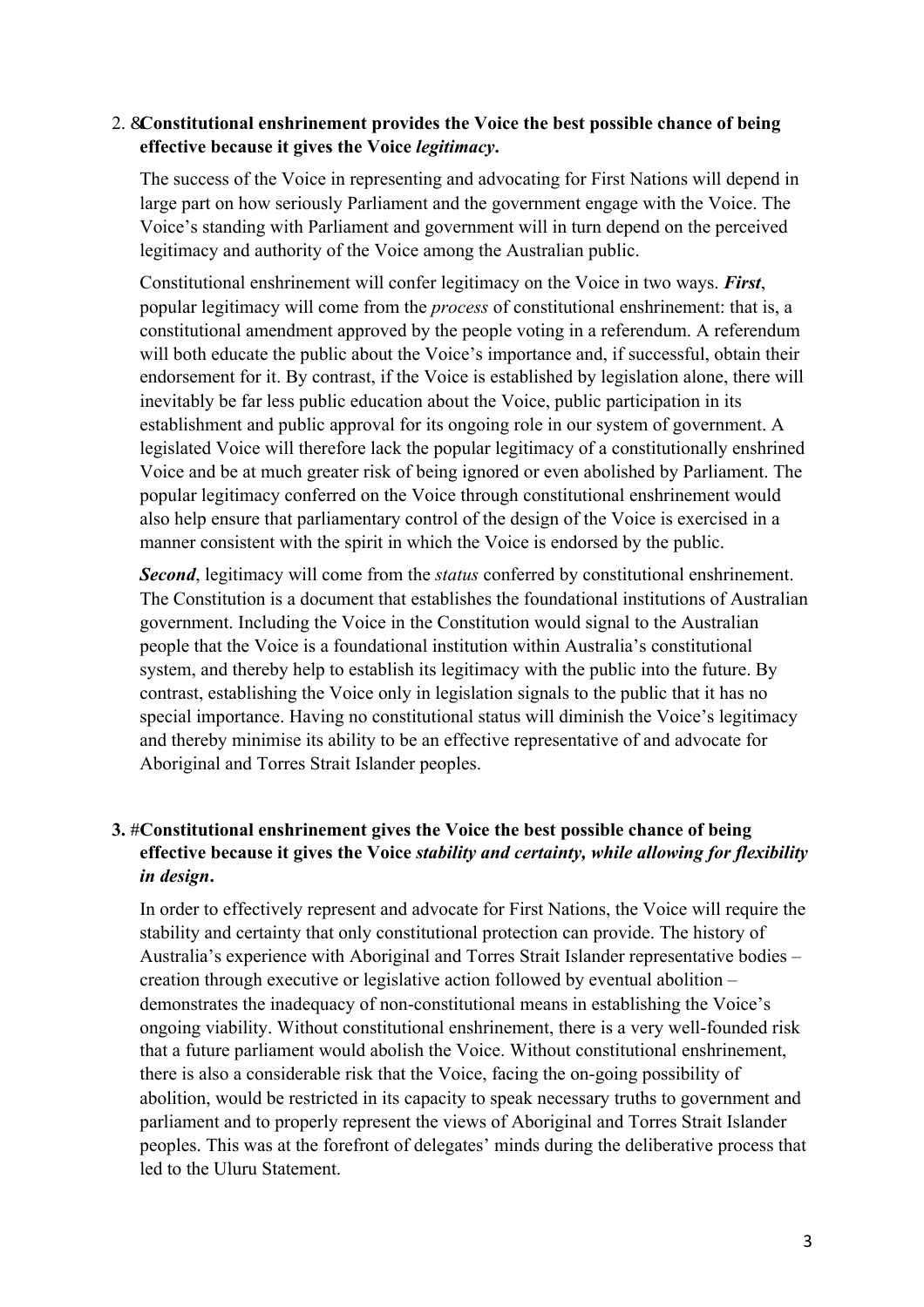2. &**Constitutional enshrinement provides the Voice the best possible chance of being effective because it gives the Voice *legitimacy*.**

   The success of the Voice in representing and advocating for First Nations will depend in large part on how seriously Parliament and the government engage with the Voice. The Voice's standing with Parliament and government will in turn depend on the perceived legitimacy and authority of the Voice among the Australian public.

   Constitutional enshrinement will confer legitimacy on the Voice in two ways. ***First***, popular legitimacy will come from the *process* of constitutional enshrinement: that is, a constitutional amendment approved by the people voting in a referendum. A referendum will both educate the public about the Voice's importance and, if successful, obtain their endorsement for it. By contrast, if the Voice is established by legislation alone, there will inevitably be far less public education about the Voice, public participation in its establishment and public approval for its ongoing role in our system of government. A legislated Voice will therefore lack the popular legitimacy of a constitutionally enshrined Voice and be at much greater risk of being ignored or even abolished by Parliament. The popular legitimacy conferred on the Voice through constitutional enshrinement would also help ensure that parliamentary control of the design of the Voice is exercised in a manner consistent with the spirit in which the Voice is endorsed by the public.

   ***Second***, legitimacy will come from the *status* conferred by constitutional enshrinement. The Constitution is a document that establishes the foundational institutions of Australian government. Including the Voice in the Constitution would signal to the Australian people that the Voice is a foundational institution within Australia's constitutional system, and thereby help to establish its legitimacy with the public into the future. By contrast, establishing the Voice only in legislation signals to the public that it has no special importance. Having no constitutional status will diminish the Voice's legitimacy and thereby minimise its ability to be an effective representative of and advocate for Aboriginal and Torres Strait Islander peoples.

3. #**Constitutional enshrinement gives the Voice the best possible chance of being effective because it gives the Voice *stability and certainty, while allowing for flexibility in design*.**

   In order to effectively represent and advocate for First Nations, the Voice will require the stability and certainty that only constitutional protection can provide. The history of Australia's experience with Aboriginal and Torres Strait Islander representative bodies – creation through executive or legislative action followed by eventual abolition – demonstrates the inadequacy of non-constitutional means in establishing the Voice's ongoing viability. Without constitutional enshrinement, there is a very well-founded risk that a future parliament would abolish the Voice. Without constitutional enshrinement, there is also a considerable risk that the Voice, facing the on-going possibility of abolition, would be restricted in its capacity to speak necessary truths to government and parliament and to properly represent the views of Aboriginal and Torres Strait Islander peoples. This was at the forefront of delegates' minds during the deliberative process that led to the Uluru Statement.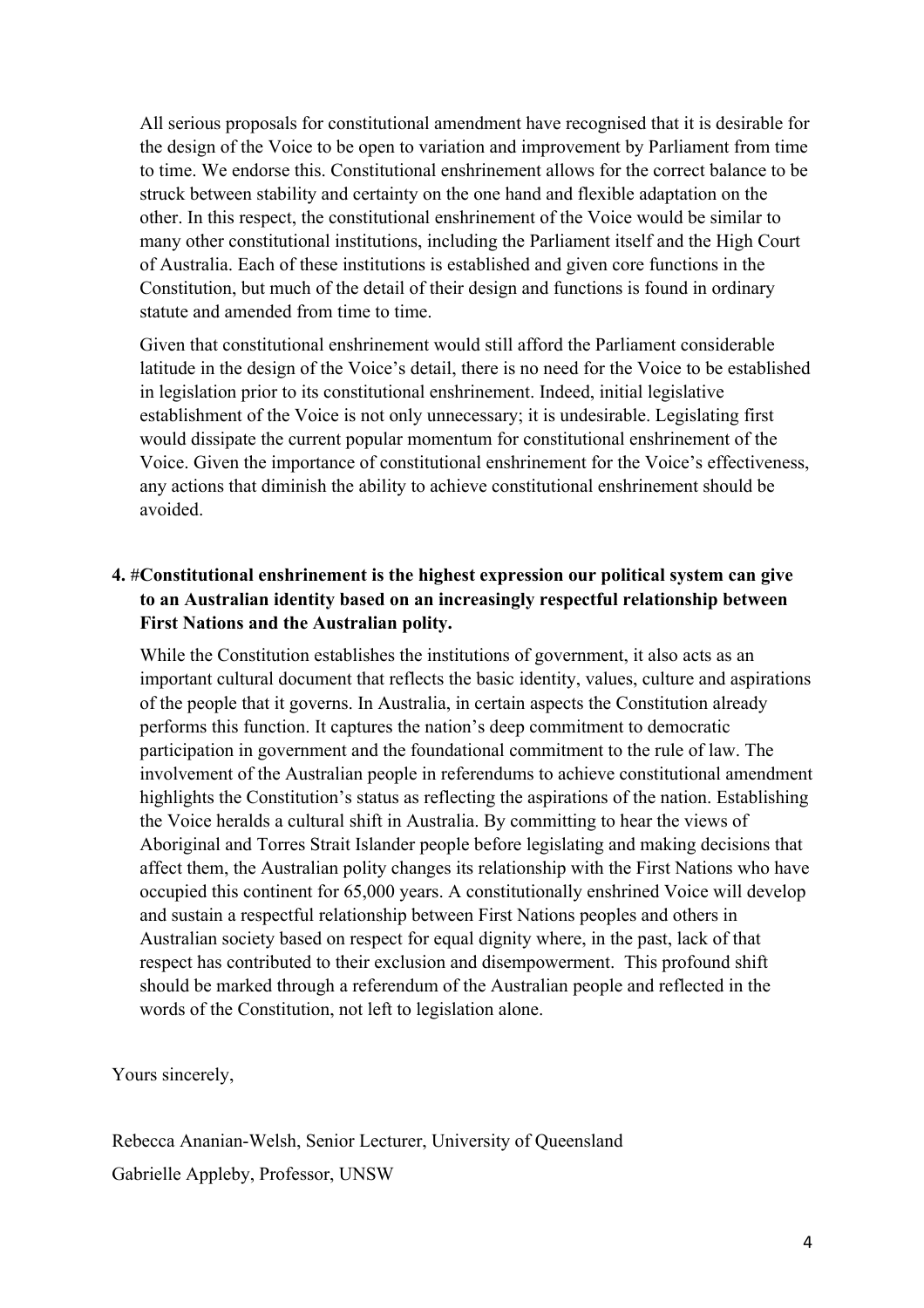All serious proposals for constitutional amendment have recognised that it is desirable for the design of the Voice to be open to variation and improvement by Parliament from time to time. We endorse this. Constitutional enshrinement allows for the correct balance to be struck between stability and certainty on the one hand and flexible adaptation on the other. In this respect, the constitutional enshrinement of the Voice would be similar to many other constitutional institutions, including the Parliament itself and the High Court of Australia. Each of these institutions is established and given core functions in the Constitution, but much of the detail of their design and functions is found in ordinary statute and amended from time to time.

Given that constitutional enshrinement would still afford the Parliament considerable latitude in the design of the Voice's detail, there is no need for the Voice to be established in legislation prior to its constitutional enshrinement. Indeed, initial legislative establishment of the Voice is not only unnecessary; it is undesirable. Legislating first would dissipate the current popular momentum for constitutional enshrinement of the Voice. Given the importance of constitutional enshrinement for the Voice's effectiveness, any actions that diminish the ability to achieve constitutional enshrinement should be avoided.

4. **#Constitutional enshrinement is the highest expression our political system can give to an Australian identity based on an increasingly respectful relationship between First Nations and the Australian polity.**

   While the Constitution establishes the institutions of government, it also acts as an important cultural document that reflects the basic identity, values, culture and aspirations of the people that it governs. In Australia, in certain aspects the Constitution already performs this function. It captures the nation's deep commitment to democratic participation in government and the foundational commitment to the rule of law. The involvement of the Australian people in referendums to achieve constitutional amendment highlights the Constitution's status as reflecting the aspirations of the nation. Establishing the Voice heralds a cultural shift in Australia. By committing to hear the views of Aboriginal and Torres Strait Islander people before legislating and making decisions that affect them, the Australian polity changes its relationship with the First Nations who have occupied this continent for 65,000 years. A constitutionally enshrined Voice will develop and sustain a respectful relationship between First Nations peoples and others in Australian society based on respect for equal dignity where, in the past, lack of that respect has contributed to their exclusion and disempowerment. This profound shift should be marked through a referendum of the Australian people and reflected in the words of the Constitution, not left to legislation alone.

Yours sincerely,

Rebecca Ananian-Welsh, Senior Lecturer, University of Queensland

Gabrielle Appleby, Professor, UNSW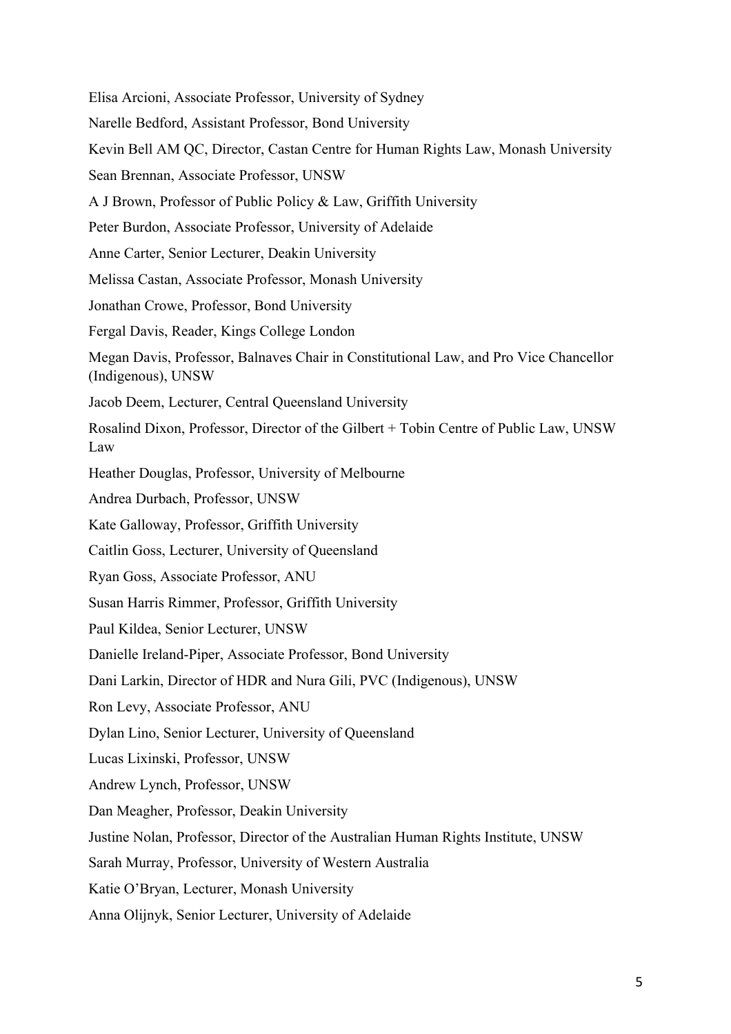Elisa Arcioni, Associate Professor, University of Sydney

Narelle Bedford, Assistant Professor, Bond University

Kevin Bell AM QC, Director, Castan Centre for Human Rights Law, Monash University

Sean Brennan, Associate Professor, UNSW

A J Brown, Professor of Public Policy & Law, Griffith University

Peter Burdon, Associate Professor, University of Adelaide

Anne Carter, Senior Lecturer, Deakin University

Melissa Castan, Associate Professor, Monash University

Jonathan Crowe, Professor, Bond University

Fergal Davis, Reader, Kings College London

Megan Davis, Professor, Balnaves Chair in Constitutional Law, and Pro Vice Chancellor (Indigenous), UNSW

Jacob Deem, Lecturer, Central Queensland University

Rosalind Dixon, Professor, Director of the Gilbert + Tobin Centre of Public Law, UNSW Law

Heather Douglas, Professor, University of Melbourne

Andrea Durbach, Professor, UNSW

Kate Galloway, Professor, Griffith University

Caitlin Goss, Lecturer, University of Queensland

Ryan Goss, Associate Professor, ANU

Susan Harris Rimmer, Professor, Griffith University

Paul Kildea, Senior Lecturer, UNSW

Danielle Ireland-Piper, Associate Professor, Bond University

Dani Larkin, Director of HDR and Nura Gili, PVC (Indigenous), UNSW

Ron Levy, Associate Professor, ANU

Dylan Lino, Senior Lecturer, University of Queensland

Lucas Lixinski, Professor, UNSW

Andrew Lynch, Professor, UNSW

Dan Meagher, Professor, Deakin University

Justine Nolan, Professor, Director of the Australian Human Rights Institute, UNSW

Sarah Murray, Professor, University of Western Australia

Katie O'Bryan, Lecturer, Monash University

Anna Olijnyk, Senior Lecturer, University of Adelaide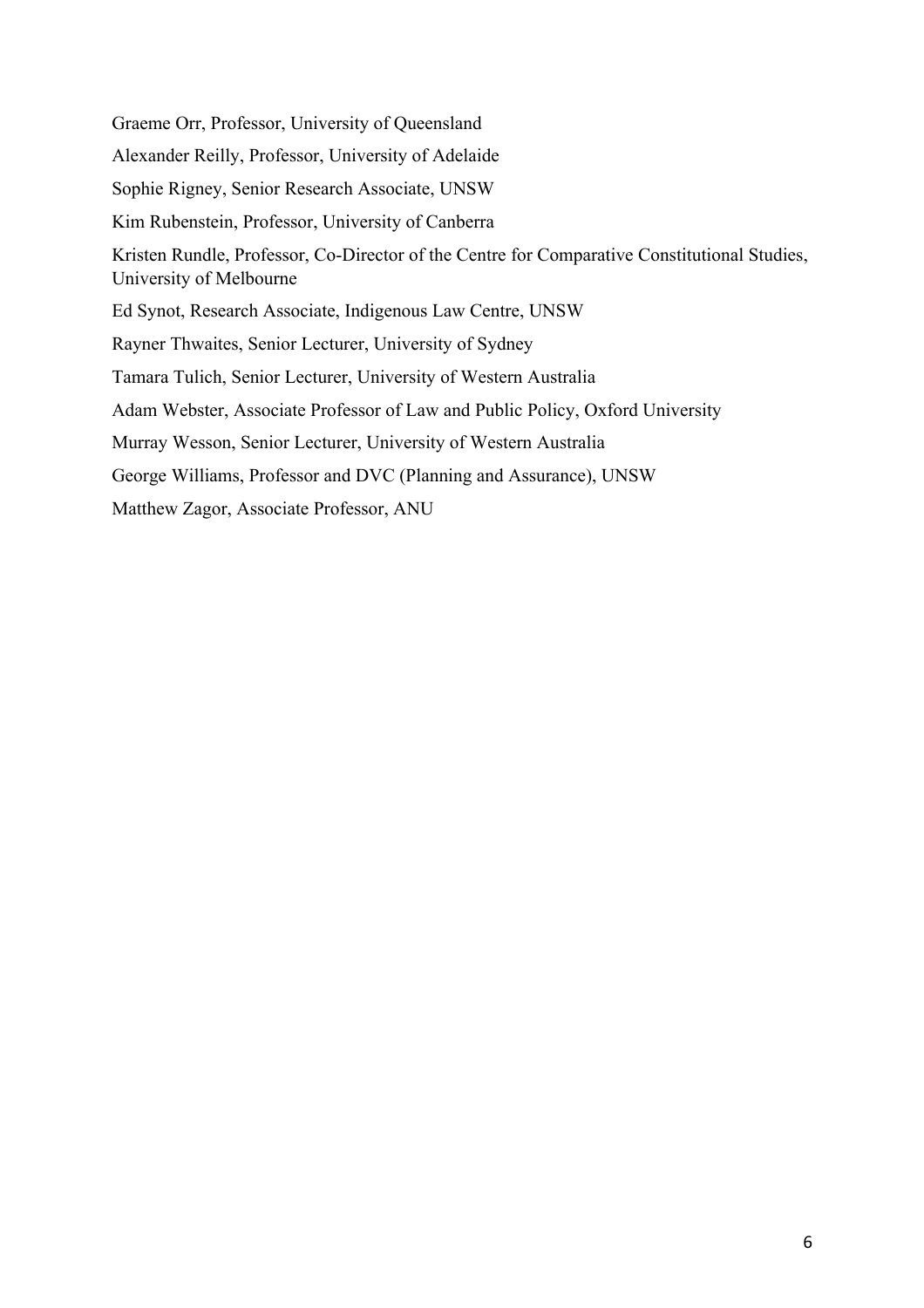Graeme Orr, Professor, University of Queensland

Alexander Reilly, Professor, University of Adelaide

Sophie Rigney, Senior Research Associate, UNSW

Kim Rubenstein, Professor, University of Canberra

Kristen Rundle, Professor, Co-Director of the Centre for Comparative Constitutional Studies, University of Melbourne

Ed Synot, Research Associate, Indigenous Law Centre, UNSW

Rayner Thwaites, Senior Lecturer, University of Sydney

Tamara Tulich, Senior Lecturer, University of Western Australia

Adam Webster, Associate Professor of Law and Public Policy, Oxford University

Murray Wesson, Senior Lecturer, University of Western Australia

George Williams, Professor and DVC (Planning and Assurance), UNSW

Matthew Zagor, Associate Professor, ANU